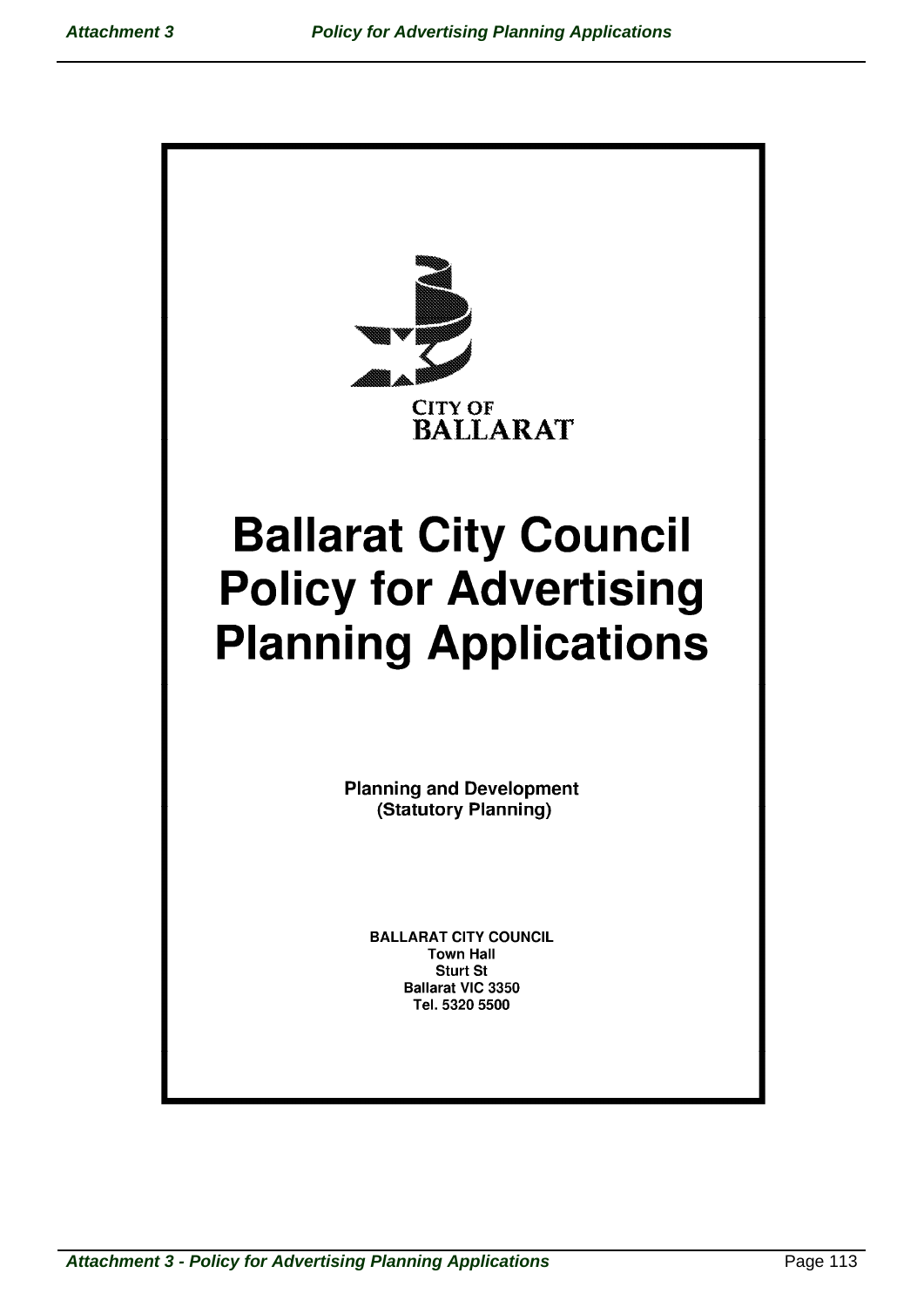CITY OF
BALLARAT

# Ballarat City Council Policy for Advertising Planning Applications

**Planning and Development**
**(Statutory Planning)**

**BALLARAT CITY COUNCIL**
**Town Hall**
**Sturt St**
**Ballarat VIC 3350**
**Tel. 5320 5500**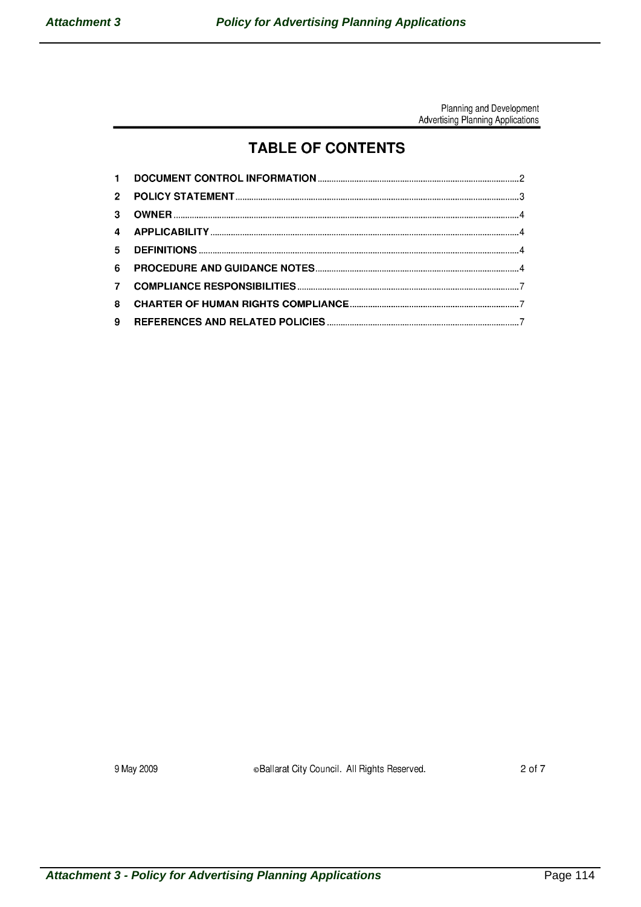# TABLE OF CONTENTS

1 DOCUMENT CONTROL INFORMATION .......... 2
2 POLICY STATEMENT .......... 3
3 OWNER .......... 4
4 APPLICABILITY .......... 4
5 DEFINITIONS .......... 4
6 PROCEDURE AND GUIDANCE NOTES .......... 4
7 COMPLIANCE RESPONSIBILITIES .......... 7
8 CHARTER OF HUMAN RIGHTS COMPLIANCE .......... 7
9 REFERENCES AND RELATED POLICIES .......... 7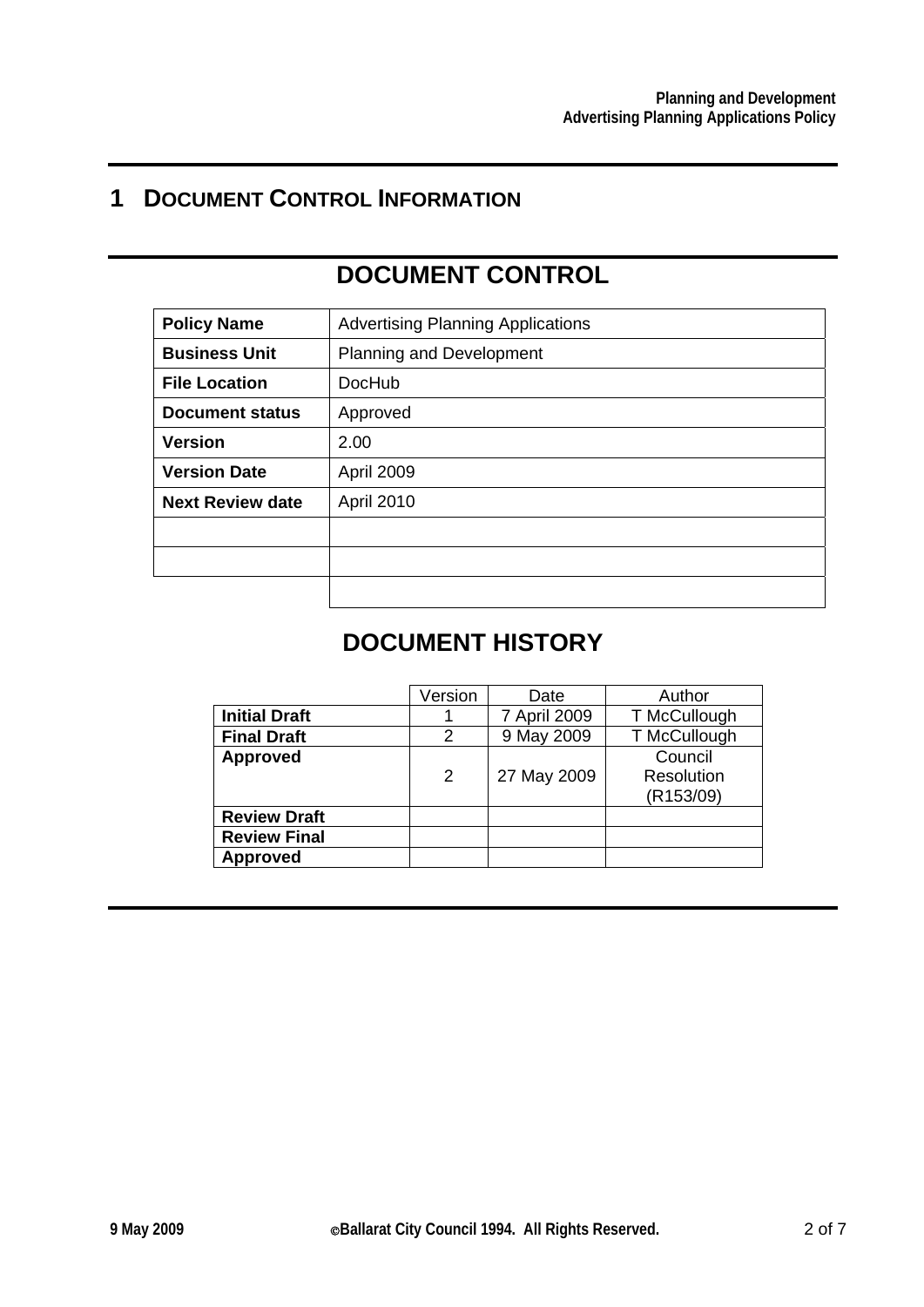# 1 DOCUMENT CONTROL INFORMATION

## DOCUMENT CONTROL

| **Policy Name** | Advertising Planning Applications |
|---|---|
| **Business Unit** | Planning and Development |
| **File Location** | DocHub |
| **Document status** | Approved |
| **Version** | 2.00 |
| **Version Date** | April 2009 |
| **Next Review date** | April 2010 |
| | |
| | |
| | |

## DOCUMENT HISTORY

| | Version | Date | Author |
|---|---|---|---|
| **Initial Draft** | 1 | 7 April 2009 | T McCullough |
| **Final Draft** | 2 | 9 May 2009 | T McCullough |
| **Approved** | 2 | 27 May 2009 | Council Resolution (R153/09) |
| **Review Draft** | | | |
| **Review Final** | | | |
| **Approved** | | | |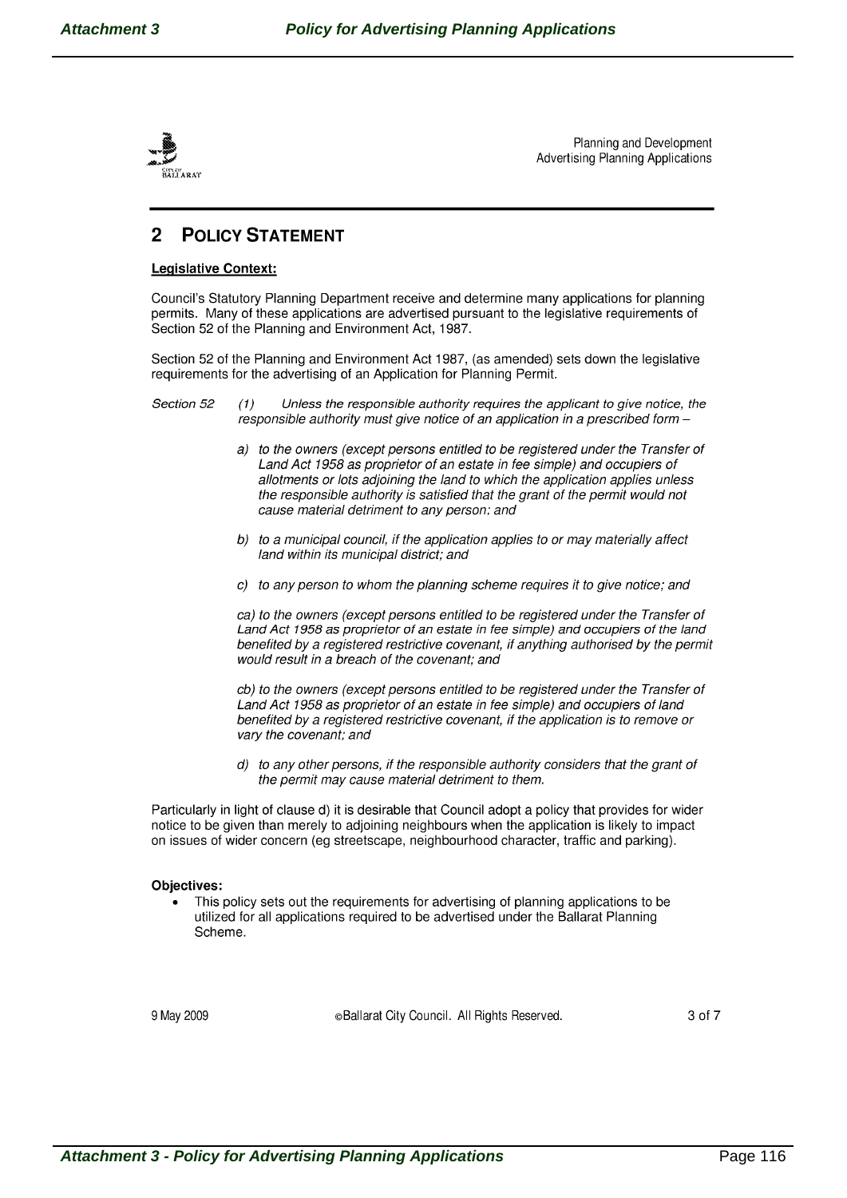## 2 POLICY STATEMENT

**Legislative Context:**

Council's Statutory Planning Department receive and determine many applications for planning permits. Many of these applications are advertised pursuant to the legislative requirements of Section 52 of the Planning and Environment Act, 1987.

Section 52 of the Planning and Environment Act 1987, (as amended) sets down the legislative requirements for the advertising of an Application for Planning Permit.

*Section 52 (1) Unless the responsible authority requires the applicant to give notice, the responsible authority must give notice of an application in a prescribed form –*

*a) to the owners (except persons entitled to be registered under the Transfer of Land Act 1958 as proprietor of an estate in fee simple) and occupiers of allotments or lots adjoining the land to which the application applies unless the responsible authority is satisfied that the grant of the permit would not cause material detriment to any person; and*

*b) to a municipal council, if the application applies to or may materially affect land within its municipal district; and*

*c) to any person to whom the planning scheme requires it to give notice; and*

*ca) to the owners (except persons entitled to be registered under the Transfer of Land Act 1958 as proprietor of an estate in fee simple) and occupiers of the land benefited by a registered restrictive covenant, if anything authorised by the permit would result in a breach of the covenant; and*

*cb) to the owners (except persons entitled to be registered under the Transfer of Land Act 1958 as proprietor of an estate in fee simple) and occupiers of land benefited by a registered restrictive covenant, if the application is to remove or vary the covenant; and*

*d) to any other persons, if the responsible authority considers that the grant of the permit may cause material detriment to them.*

Particularly in light of clause d) it is desirable that Council adopt a policy that provides for wider notice to be given than merely to adjoining neighbours when the application is likely to impact on issues of wider concern (eg streetscape, neighbourhood character, traffic and parking).

**Objectives:**

- This policy sets out the requirements for advertising of planning applications to be utilized for all applications required to be advertised under the Ballarat Planning Scheme.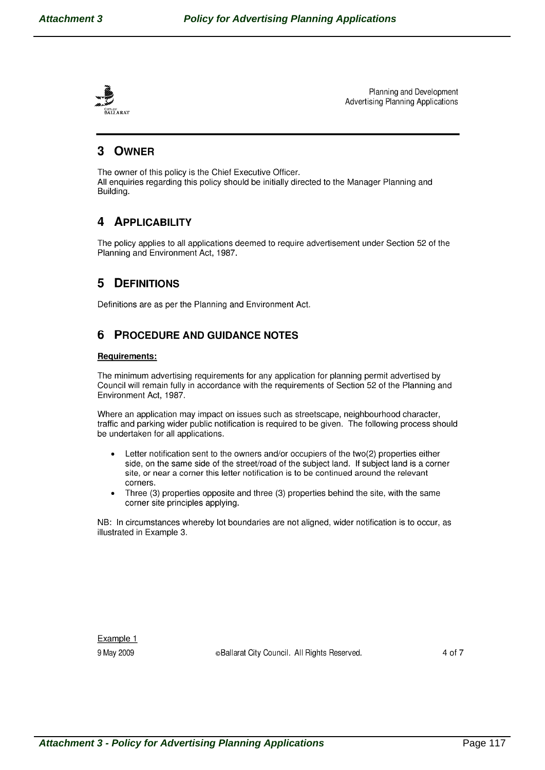## 3 OWNER

The owner of this policy is the Chief Executive Officer.
All enquiries regarding this policy should be initially directed to the Manager Planning and Building.

## 4 APPLICABILITY

The policy applies to all applications deemed to require advertisement under Section 52 of the Planning and Environment Act, 1987.

## 5 DEFINITIONS

Definitions are as per the Planning and Environment Act.

## 6 PROCEDURE AND GUIDANCE NOTES

**Requirements:**

The minimum advertising requirements for any application for planning permit advertised by Council will remain fully in accordance with the requirements of Section 52 of the Planning and Environment Act, 1987.

Where an application may impact on issues such as streetscape, neighbourhood character, traffic and parking wider public notification is required to be given. The following process should be undertaken for all applications.

- Letter notification sent to the owners and/or occupiers of the two(2) properties either side, on the same side of the street/road of the subject land. If subject land is a corner site, or near a corner this letter notification is to be continued around the relevant corners.
- Three (3) properties opposite and three (3) properties behind the site, with the same corner site principles applying.

NB: In circumstances whereby lot boundaries are not aligned, wider notification is to occur, as illustrated in Example 3.

Example 1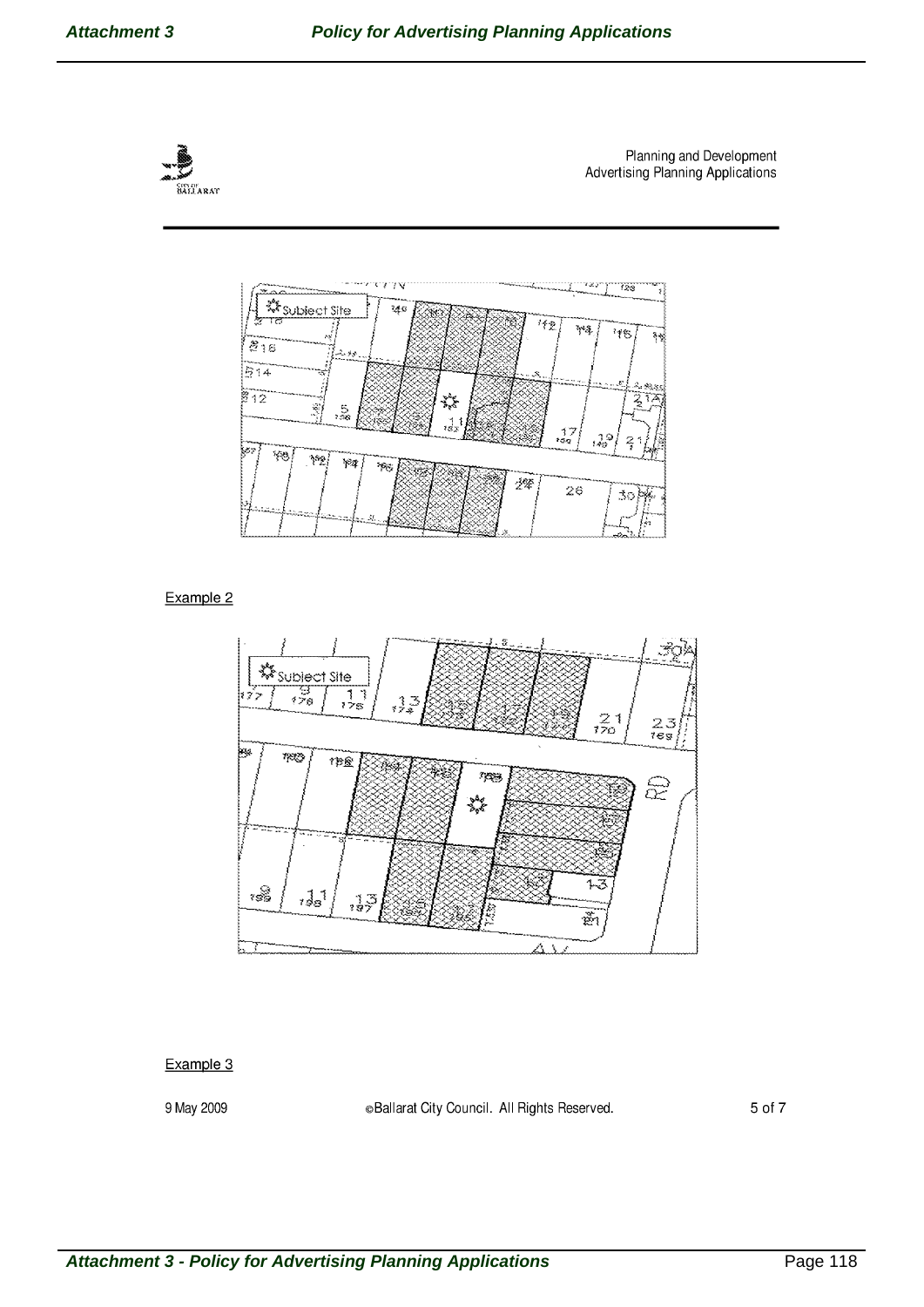Example 2

Example 3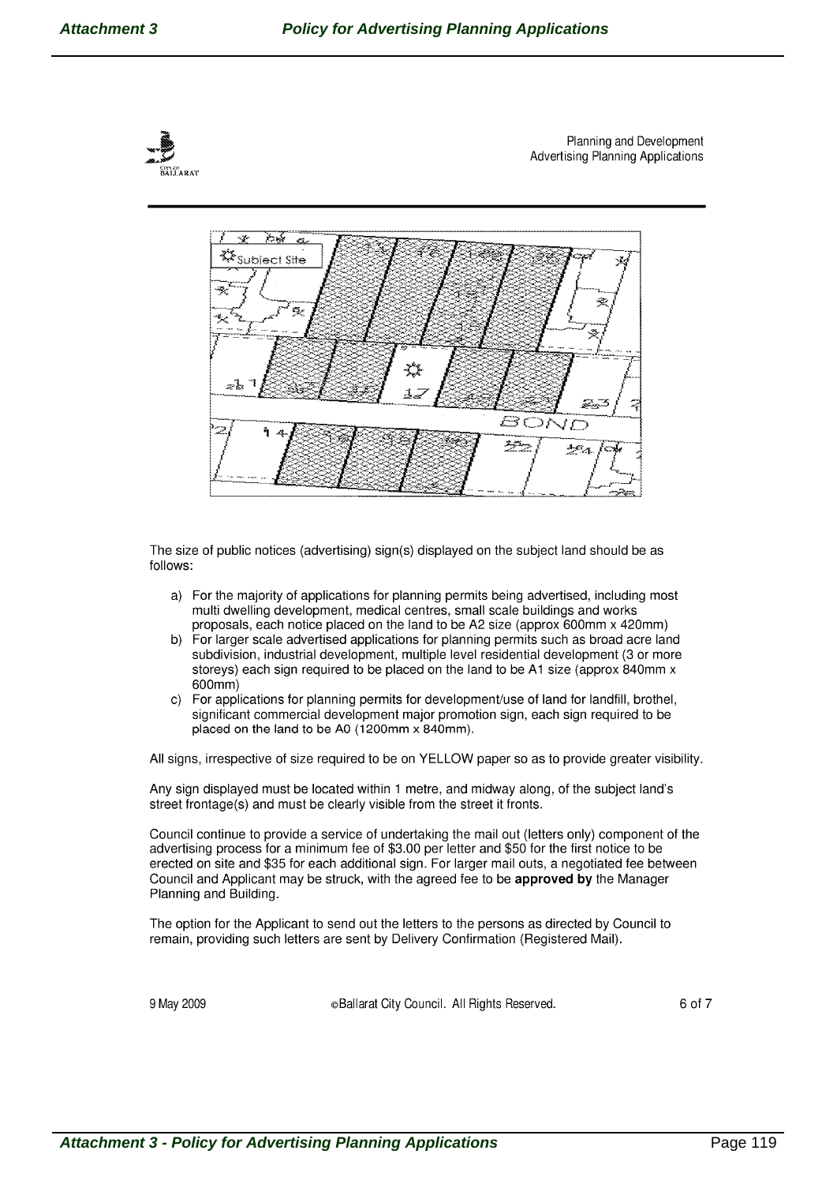The size of public notices (advertising) sign(s) displayed on the subject land should be as follows:

a) For the majority of applications for planning permits being advertised, including most multi dwelling development, medical centres, small scale buildings and works proposals, each notice placed on the land to be A2 size (approx 600mm x 420mm)
b) For larger scale advertised applications for planning permits such as broad acre land subdivision, industrial development, multiple level residential development (3 or more storeys) each sign required to be placed on the land to be A1 size (approx 840mm x 600mm)
c) For applications for planning permits for development/use of land for landfill, brothel, significant commercial development major promotion sign, each sign required to be placed on the land to be A0 (1200mm x 840mm).

All signs, irrespective of size required to be on YELLOW paper so as to provide greater visibility.

Any sign displayed must be located within 1 metre, and midway along, of the subject land's street frontage(s) and must be clearly visible from the street it fronts.

Council continue to provide a service of undertaking the mail out (letters only) component of the advertising process for a minimum fee of $3.00 per letter and $50 for the first notice to be erected on site and $35 for each additional sign. For larger mail outs, a negotiated fee between Council and Applicant may be struck, with the agreed fee to be **approved by** the Manager Planning and Building.

The option for the Applicant to send out the letters to the persons as directed by Council to remain, providing such letters are sent by Delivery Confirmation (Registered Mail).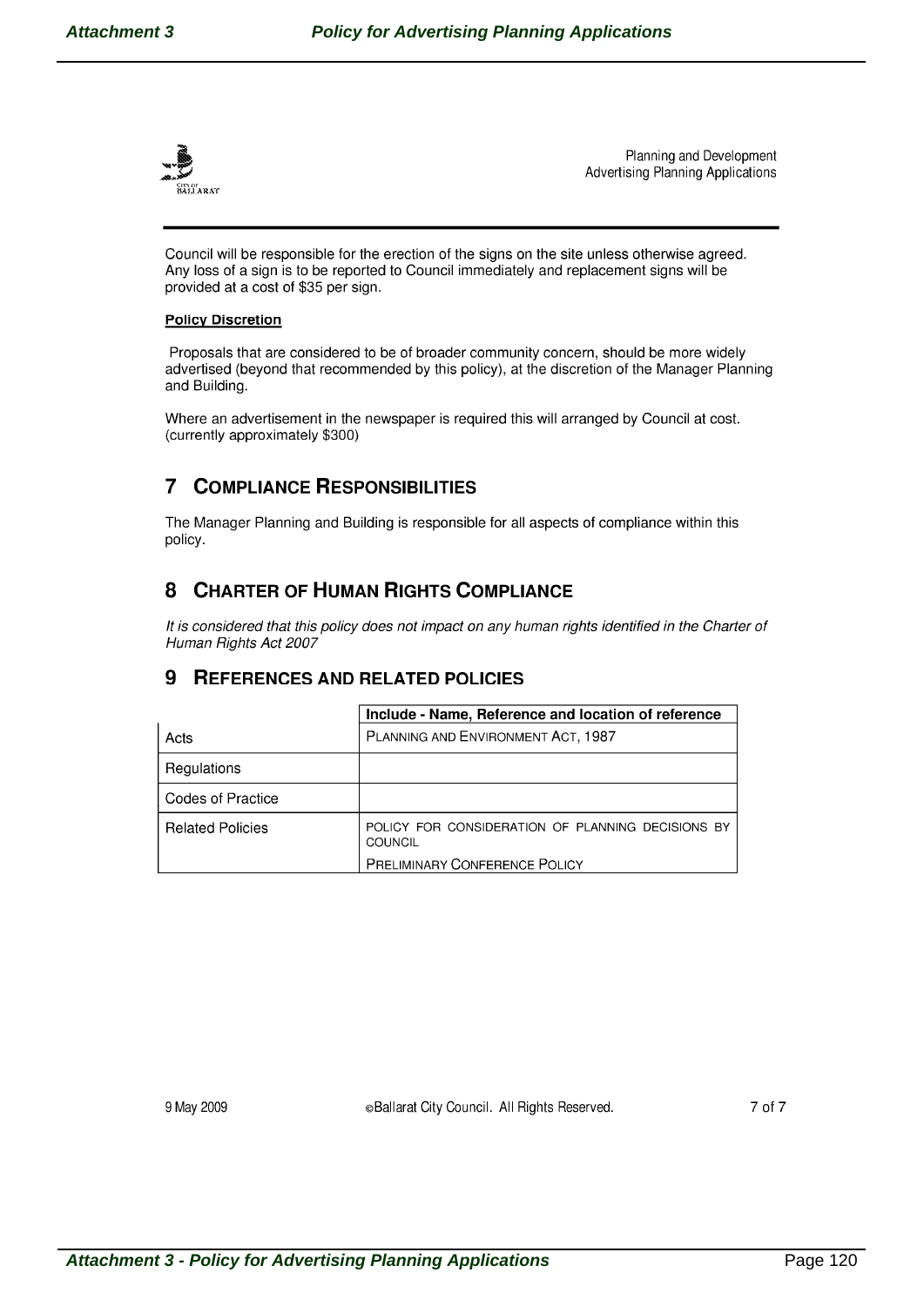Council will be responsible for the erection of the signs on the site unless otherwise agreed. Any loss of a sign is to be reported to Council immediately and replacement signs will be provided at a cost of $35 per sign.

**Policy Discretion**

Proposals that are considered to be of broader community concern, should be more widely advertised (beyond that recommended by this policy), at the discretion of the Manager Planning and Building.

Where an advertisement in the newspaper is required this will arranged by Council at cost. (currently approximately $300)

## 7 COMPLIANCE RESPONSIBILITIES

The Manager Planning and Building is responsible for all aspects of compliance within this policy.

## 8 CHARTER OF HUMAN RIGHTS COMPLIANCE

*It is considered that this policy does not impact on any human rights identified in the Charter of Human Rights Act 2007*

## 9 REFERENCES AND RELATED POLICIES

| | **Include - Name, Reference and location of reference** |
|---|---|
| Acts | PLANNING AND ENVIRONMENT ACT, 1987 |
| Regulations | |
| Codes of Practice | |
| Related Policies | POLICY FOR CONSIDERATION OF PLANNING DECISIONS BY COUNCIL<br>PRELIMINARY CONFERENCE POLICY |